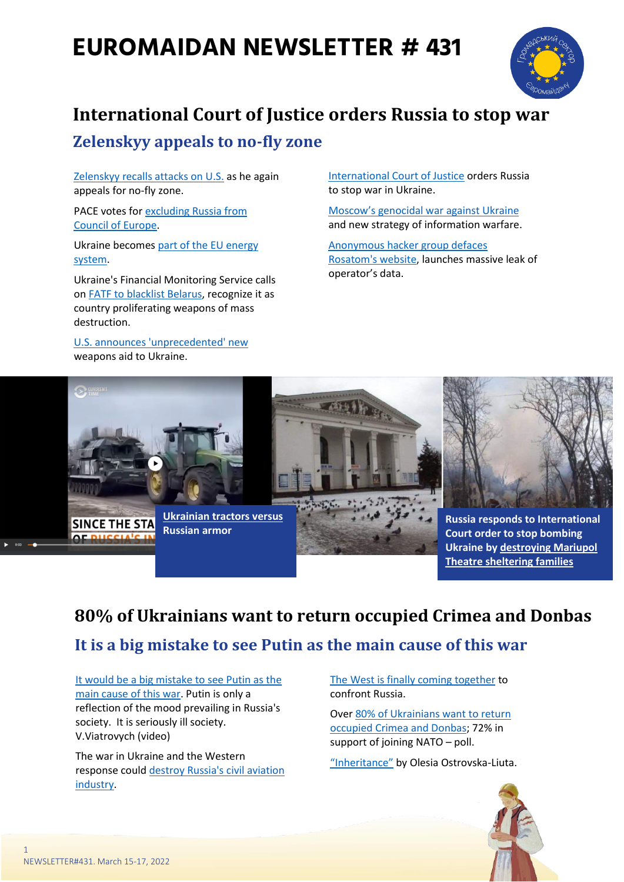# EUROMAIDAN NEWSLETTER # 431

## International Court of Justice orders Russia to stop war

### Zelenskyy appeals to no-fly zone

Zelenskyy recalls attacks on U.S. as he again appeals for no-fly zone.

PACE votes for excluding Russia from Council of Europe.

Ukraine becomes part of the EU energy system.

Ukraine's Financial Monitoring Service calls on FATF to blacklist Belarus, recognize it as country proliferating weapons of mass destruction.

U.S. announces 'unprecedented' new weapons aid to Ukraine.

International Court of Justice orders Russia to stop war in Ukraine.

Moscow's genocidal war against Ukraine and new strategy of information warfare.

Anonymous hacker group defaces Rosatom's website, launches massive leak of operator's data.

**Ukrainian tractors versus Russian armor**

**Russia responds to International Court order to stop bombing Ukraine by destroying Mariupol Theatre sheltering families**

## 80% of Ukrainians want to return occupied Crimea and Donbas

### It is a big mistake to see Putin as the main cause of this war

It would be a big mistake to see Putin as the main cause of this war. Putin is only a reflection of the mood prevailing in Russia's society. It is seriously ill society. V.Viatrovych (video)

The war in Ukraine and the Western response could destroy Russia's civil aviation industry.

The West is finally coming together to confront Russia.

Over 80% of Ukrainians want to return occupied Crimea and Donbas; 72% in support of joining NATO – poll.

"Inheritance" by Olesia Ostrovska-Liuta.

NEWSLETTER#431. March 15-17, 2022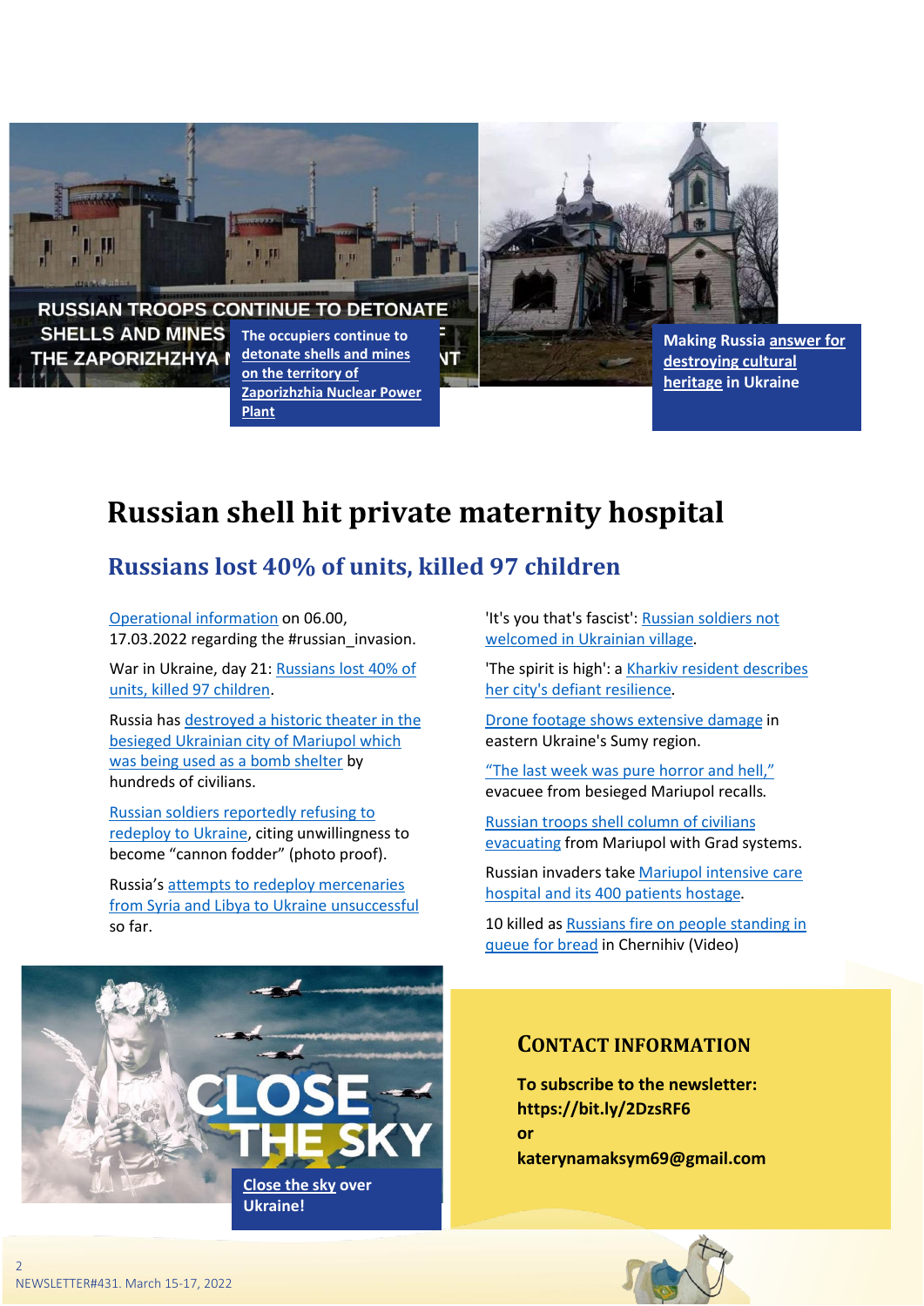RUSSIAN TROOPS CONTINUE TO DETONATE SHELLS AND MINES ... THE ZAPORIZHZHYA ...

**The occupiers continue to detonate shells and mines on the territory of Zaporizhzhia Nuclear Power Plant**

**Making Russia answer for destroying cultural heritage in Ukraine**

# Russian shell hit private maternity hospital

## Russians lost 40% of units, killed 97 children

Operational information on 06.00, 17.03.2022 regarding the #russian_invasion.

War in Ukraine, day 21: Russians lost 40% of units, killed 97 children.

Russia has destroyed a historic theater in the besieged Ukrainian city of Mariupol which was being used as a bomb shelter by hundreds of civilians.

Russian soldiers reportedly refusing to redeploy to Ukraine, citing unwillingness to become "cannon fodder" (photo proof).

Russia's attempts to redeploy mercenaries from Syria and Libya to Ukraine unsuccessful so far.

'It's you that's fascist': Russian soldiers not welcomed in Ukrainian village.

'The spirit is high': a Kharkiv resident describes her city's defiant resilience.

Drone footage shows extensive damage in eastern Ukraine's Sumy region.

"The last week was pure horror and hell," evacuee from besieged Mariupol recalls.

Russian troops shell column of civilians evacuating from Mariupol with Grad systems.

Russian invaders take Mariupol intensive care hospital and its 400 patients hostage.

10 killed as Russians fire on people standing in queue for bread in Chernihiv (Video)

CLOSE THE SKY

**Close the sky over Ukraine!**

## CONTACT INFORMATION

**To subscribe to the newsletter:**
**https://bit.ly/2DzsRF6**
**or**
**katerynamaksym69@gmail.com**